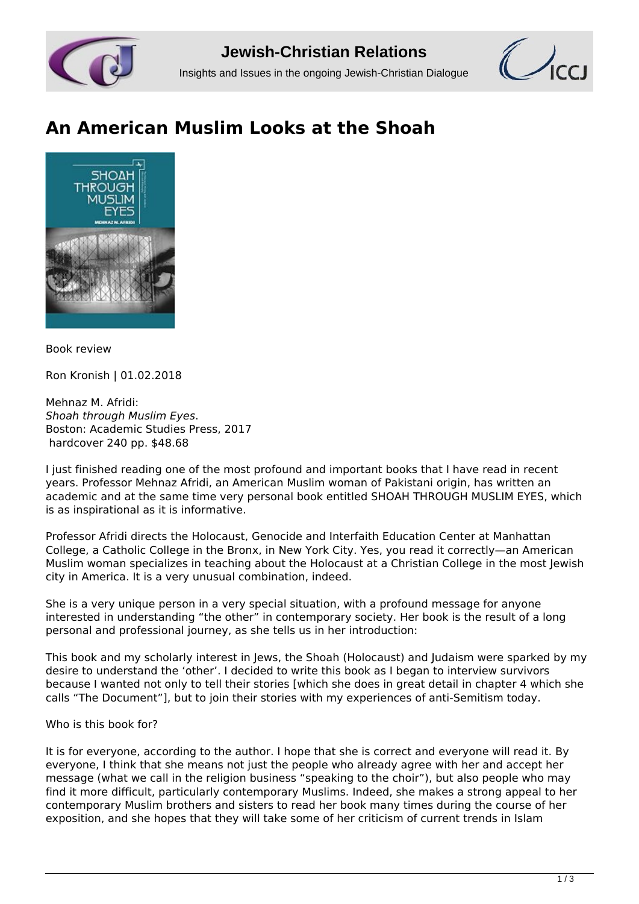# An American Muslim Looks at the Shoah

Book review

Ron Kronish | 01.02.2018

Mehnaz M. Afridi:
*Shoah through Muslim Eyes*.
Boston: Academic Studies Press, 2017
hardcover 240 pp. $48.68

I just finished reading one of the most profound and important books that I have read in recent years. Professor Mehnaz Afridi, an American Muslim woman of Pakistani origin, has written an academic and at the same time very personal book entitled SHOAH THROUGH MUSLIM EYES, which is as inspirational as it is informative.

Professor Afridi directs the Holocaust, Genocide and Interfaith Education Center at Manhattan College, a Catholic College in the Bronx, in New York City. Yes, you read it correctly—an American Muslim woman specializes in teaching about the Holocaust at a Christian College in the most Jewish city in America. It is a very unusual combination, indeed.

She is a very unique person in a very special situation, with a profound message for anyone interested in understanding "the other" in contemporary society. Her book is the result of a long personal and professional journey, as she tells us in her introduction:

This book and my scholarly interest in Jews, the Shoah (Holocaust) and Judaism were sparked by my desire to understand the 'other'. I decided to write this book as I began to interview survivors because I wanted not only to tell their stories [which she does in great detail in chapter 4 which she calls "The Document"], but to join their stories with my experiences of anti-Semitism today.

Who is this book for?

It is for everyone, according to the author. I hope that she is correct and everyone will read it. By everyone, I think that she means not just the people who already agree with her and accept her message (what we call in the religion business "speaking to the choir"), but also people who may find it more difficult, particularly contemporary Muslims. Indeed, she makes a strong appeal to her contemporary Muslim brothers and sisters to read her book many times during the course of her exposition, and she hopes that they will take some of her criticism of current trends in Islam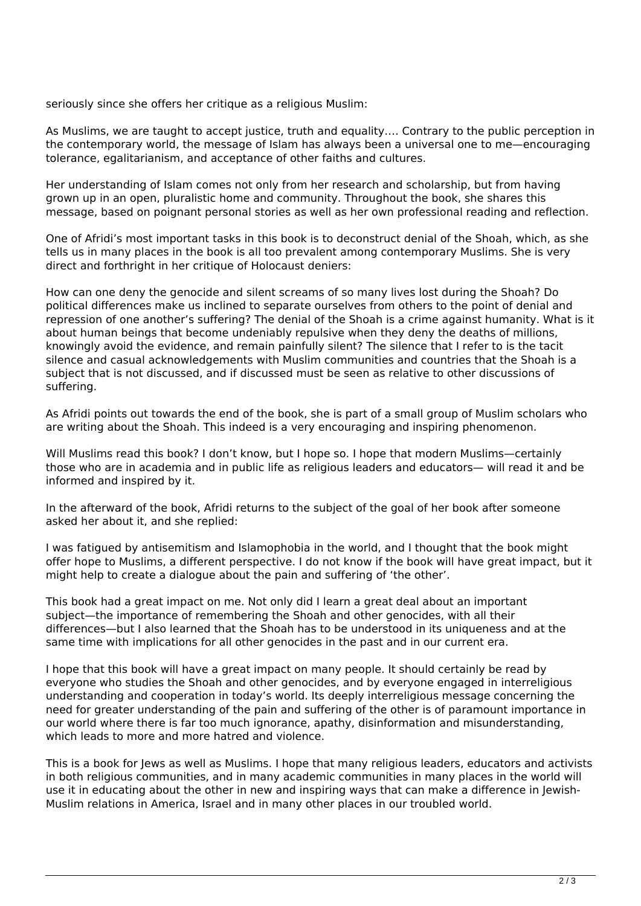seriously since she offers her critique as a religious Muslim:

As Muslims, we are taught to accept justice, truth and equality…. Contrary to the public perception in the contemporary world, the message of Islam has always been a universal one to me—encouraging tolerance, egalitarianism, and acceptance of other faiths and cultures.

Her understanding of Islam comes not only from her research and scholarship, but from having grown up in an open, pluralistic home and community. Throughout the book, she shares this message, based on poignant personal stories as well as her own professional reading and reflection.

One of Afridi's most important tasks in this book is to deconstruct denial of the Shoah, which, as she tells us in many places in the book is all too prevalent among contemporary Muslims. She is very direct and forthright in her critique of Holocaust deniers:

How can one deny the genocide and silent screams of so many lives lost during the Shoah? Do political differences make us inclined to separate ourselves from others to the point of denial and repression of one another's suffering? The denial of the Shoah is a crime against humanity. What is it about human beings that become undeniably repulsive when they deny the deaths of millions, knowingly avoid the evidence, and remain painfully silent? The silence that I refer to is the tacit silence and casual acknowledgements with Muslim communities and countries that the Shoah is a subject that is not discussed, and if discussed must be seen as relative to other discussions of suffering.

As Afridi points out towards the end of the book, she is part of a small group of Muslim scholars who are writing about the Shoah. This indeed is a very encouraging and inspiring phenomenon.

Will Muslims read this book? I don't know, but I hope so. I hope that modern Muslims—certainly those who are in academia and in public life as religious leaders and educators— will read it and be informed and inspired by it.

In the afterward of the book, Afridi returns to the subject of the goal of her book after someone asked her about it, and she replied:

I was fatigued by antisemitism and Islamophobia in the world, and I thought that the book might offer hope to Muslims, a different perspective. I do not know if the book will have great impact, but it might help to create a dialogue about the pain and suffering of 'the other'.

This book had a great impact on me. Not only did I learn a great deal about an important subject—the importance of remembering the Shoah and other genocides, with all their differences—but I also learned that the Shoah has to be understood in its uniqueness and at the same time with implications for all other genocides in the past and in our current era.

I hope that this book will have a great impact on many people. It should certainly be read by everyone who studies the Shoah and other genocides, and by everyone engaged in interreligious understanding and cooperation in today's world. Its deeply interreligious message concerning the need for greater understanding of the pain and suffering of the other is of paramount importance in our world where there is far too much ignorance, apathy, disinformation and misunderstanding, which leads to more and more hatred and violence.

This is a book for Jews as well as Muslims. I hope that many religious leaders, educators and activists in both religious communities, and in many academic communities in many places in the world will use it in educating about the other in new and inspiring ways that can make a difference in Jewish-Muslim relations in America, Israel and in many other places in our troubled world.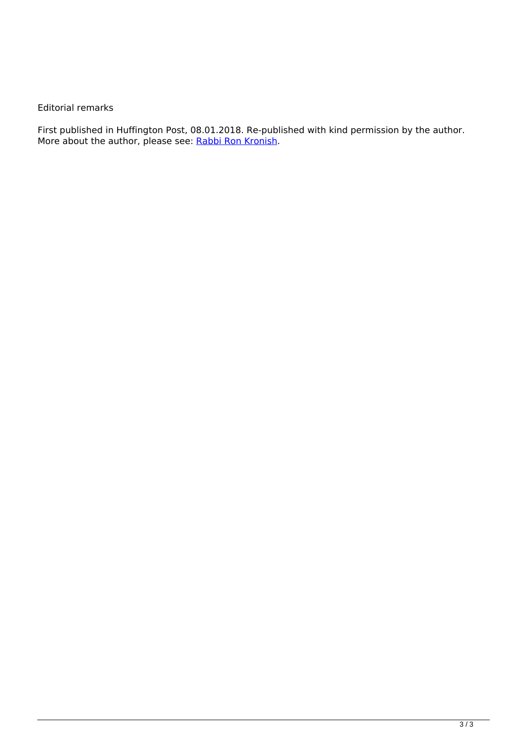Editorial remarks

First published in Huffington Post, 08.01.2018. Re-published with kind permission by the author. More about the author, please see: Rabbi Ron Kronish.